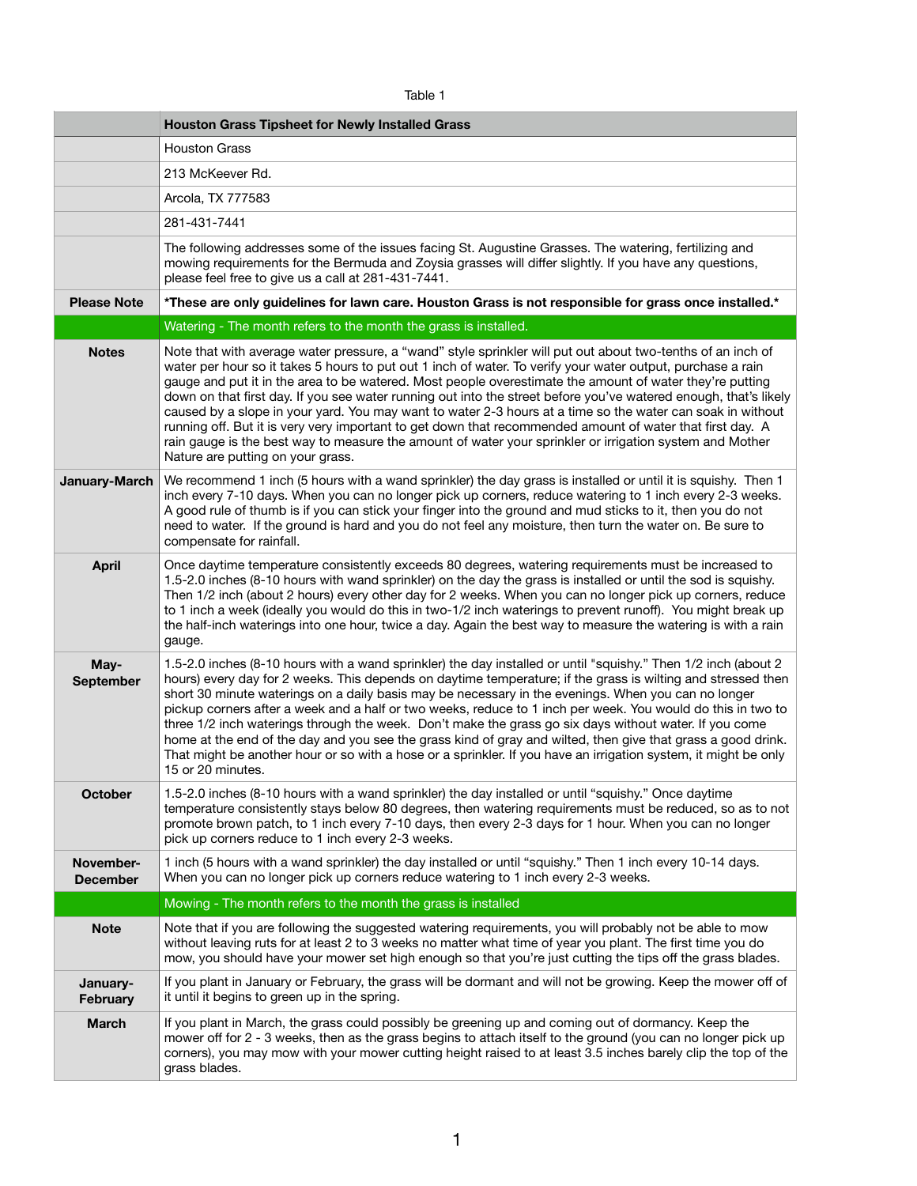Table 1

| | **Houston Grass Tipsheet for Newly Installed Grass** |
|---|---|
| | Houston Grass |
| | 213 McKeever Rd. |
| | Arcola, TX 777583 |
| | 281-431-7441 |
| | The following addresses some of the issues facing St. Augustine Grasses. The watering, fertilizing and mowing requirements for the Bermuda and Zoysia grasses will differ slightly. If you have any questions, please feel free to give us a call at 281-431-7441. |
| **Please Note** | ***These are only guidelines for lawn care. Houston Grass is not responsible for grass once installed.*** |
| | Watering - The month refers to the month the grass is installed. |
| **Notes** | Note that with average water pressure, a "wand" style sprinkler will put out about two-tenths of an inch of water per hour so it takes 5 hours to put out 1 inch of water. To verify your water output, purchase a rain gauge and put it in the area to be watered. Most people overestimate the amount of water they're putting down on that first day. If you see water running out into the street before you've watered enough, that's likely caused by a slope in your yard. You may want to water 2-3 hours at a time so the water can soak in without running off. But it is very very important to get down that recommended amount of water that first day. A rain gauge is the best way to measure the amount of water your sprinkler or irrigation system and Mother Nature are putting on your grass. |
| **January-March** | We recommend 1 inch (5 hours with a wand sprinkler) the day grass is installed or until it is squishy. Then 1 inch every 7-10 days. When you can no longer pick up corners, reduce watering to 1 inch every 2-3 weeks. A good rule of thumb is if you can stick your finger into the ground and mud sticks to it, then you do not need to water. If the ground is hard and you do not feel any moisture, then turn the water on. Be sure to compensate for rainfall. |
| **April** | Once daytime temperature consistently exceeds 80 degrees, watering requirements must be increased to 1.5-2.0 inches (8-10 hours with wand sprinkler) on the day the grass is installed or until the sod is squishy. Then 1/2 inch (about 2 hours) every other day for 2 weeks. When you can no longer pick up corners, reduce to 1 inch a week (ideally you would do this in two-1/2 inch waterings to prevent runoff). You might break up the half-inch waterings into one hour, twice a day. Again the best way to measure the watering is with a rain gauge. |
| **May-September** | 1.5-2.0 inches (8-10 hours with a wand sprinkler) the day installed or until "squishy." Then 1/2 inch (about 2 hours) every day for 2 weeks. This depends on daytime temperature; if the grass is wilting and stressed then short 30 minute waterings on a daily basis may be necessary in the evenings. When you can no longer pickup corners after a week and a half or two weeks, reduce to 1 inch per week. You would do this in two to three 1/2 inch waterings through the week. Don't make the grass go six days without water. If you come home at the end of the day and you see the grass kind of gray and wilted, then give that grass a good drink. That might be another hour or so with a hose or a sprinkler. If you have an irrigation system, it might be only 15 or 20 minutes. |
| **October** | 1.5-2.0 inches (8-10 hours with a wand sprinkler) the day installed or until "squishy." Once daytime temperature consistently stays below 80 degrees, then watering requirements must be reduced, so as to not promote brown patch, to 1 inch every 7-10 days, then every 2-3 days for 1 hour. When you can no longer pick up corners reduce to 1 inch every 2-3 weeks. |
| **November-December** | 1 inch (5 hours with a wand sprinkler) the day installed or until "squishy." Then 1 inch every 10-14 days. When you can no longer pick up corners reduce watering to 1 inch every 2-3 weeks. |
| | Mowing - The month refers to the month the grass is installed |
| **Note** | Note that if you are following the suggested watering requirements, you will probably not be able to mow without leaving ruts for at least 2 to 3 weeks no matter what time of year you plant. The first time you do mow, you should have your mower set high enough so that you're just cutting the tips off the grass blades. |
| **January-February** | If you plant in January or February, the grass will be dormant and will not be growing. Keep the mower off of it until it begins to green up in the spring. |
| **March** | If you plant in March, the grass could possibly be greening up and coming out of dormancy. Keep the mower off for 2 - 3 weeks, then as the grass begins to attach itself to the ground (you can no longer pick up corners), you may mow with your mower cutting height raised to at least 3.5 inches barely clip the top of the grass blades. |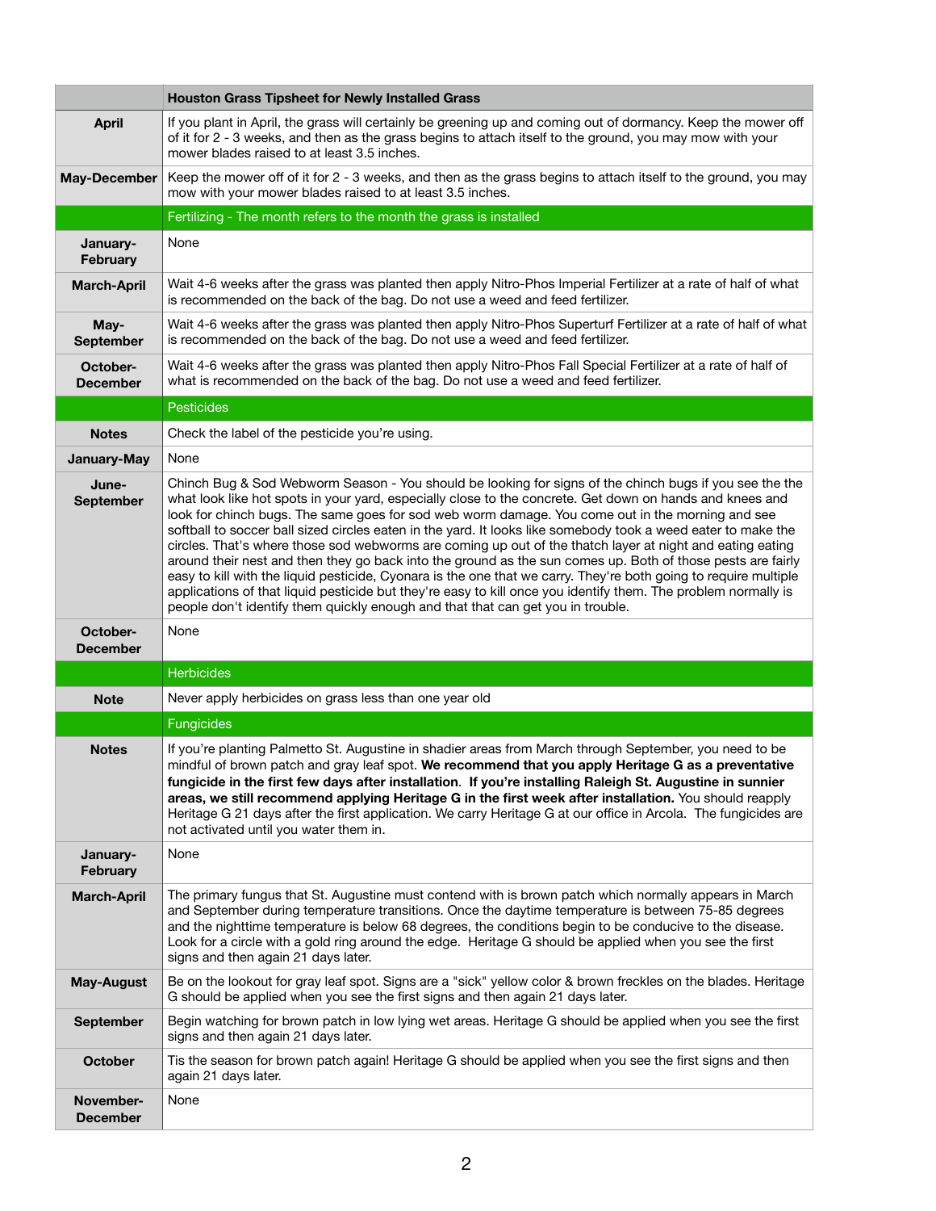| | Houston Grass Tipsheet for Newly Installed Grass |
|---|---|
| **April** | If you plant in April, the grass will certainly be greening up and coming out of dormancy. Keep the mower off of it for 2 - 3 weeks, and then as the grass begins to attach itself to the ground, you may mow with your mower blades raised to at least 3.5 inches. |
| **May-December** | Keep the mower off of it for 2 - 3 weeks, and then as the grass begins to attach itself to the ground, you may mow with your mower blades raised to at least 3.5 inches. |
| | Fertilizing - The month refers to the month the grass is installed |
| **January-February** | None |
| **March-April** | Wait 4-6 weeks after the grass was planted then apply Nitro-Phos Imperial Fertilizer at a rate of half of what is recommended on the back of the bag. Do not use a weed and feed fertilizer. |
| **May-September** | Wait 4-6 weeks after the grass was planted then apply Nitro-Phos Superturf Fertilizer at a rate of half of what is recommended on the back of the bag. Do not use a weed and feed fertilizer. |
| **October-December** | Wait 4-6 weeks after the grass was planted then apply Nitro-Phos Fall Special Fertilizer at a rate of half of what is recommended on the back of the bag. Do not use a weed and feed fertilizer. |
| | Pesticides |
| **Notes** | Check the label of the pesticide you're using. |
| **January-May** | None |
| **June-September** | Chinch Bug & Sod Webworm Season - You should be looking for signs of the chinch bugs if you see the the what look like hot spots in your yard, especially close to the concrete. Get down on hands and knees and look for chinch bugs. The same goes for sod web worm damage. You come out in the morning and see softball to soccer ball sized circles eaten in the yard. It looks like somebody took a weed eater to make the circles. That's where those sod webworms are coming up out of the thatch layer at night and eating eating around their nest and then they go back into the ground as the sun comes up. Both of those pests are fairly easy to kill with the liquid pesticide, Cyonara is the one that we carry. They're both going to require multiple applications of that liquid pesticide but they're easy to kill once you identify them. The problem normally is people don't identify them quickly enough and that that can get you in trouble. |
| **October-December** | None |
| | Herbicides |
| **Note** | Never apply herbicides on grass less than one year old |
| | Fungicides |
| **Notes** | If you're planting Palmetto St. Augustine in shadier areas from March through September, you need to be mindful of brown patch and gray leaf spot. **We recommend that you apply Heritage G as a preventative fungicide in the first few days after installation. If you're installing Raleigh St. Augustine in sunnier areas, we still recommend applying Heritage G in the first week after installation.** You should reapply Heritage G 21 days after the first application. We carry Heritage G at our office in Arcola. The fungicides are not activated until you water them in. |
| **January-February** | None |
| **March-April** | The primary fungus that St. Augustine must contend with is brown patch which normally appears in March and September during temperature transitions. Once the daytime temperature is between 75-85 degrees and the nighttime temperature is below 68 degrees, the conditions begin to be conducive to the disease. Look for a circle with a gold ring around the edge. Heritage G should be applied when you see the first signs and then again 21 days later. |
| **May-August** | Be on the lookout for gray leaf spot. Signs are a "sick" yellow color & brown freckles on the blades. Heritage G should be applied when you see the first signs and then again 21 days later. |
| **September** | Begin watching for brown patch in low lying wet areas. Heritage G should be applied when you see the first signs and then again 21 days later. |
| **October** | Tis the season for brown patch again! Heritage G should be applied when you see the first signs and then again 21 days later. |
| **November-December** | None |